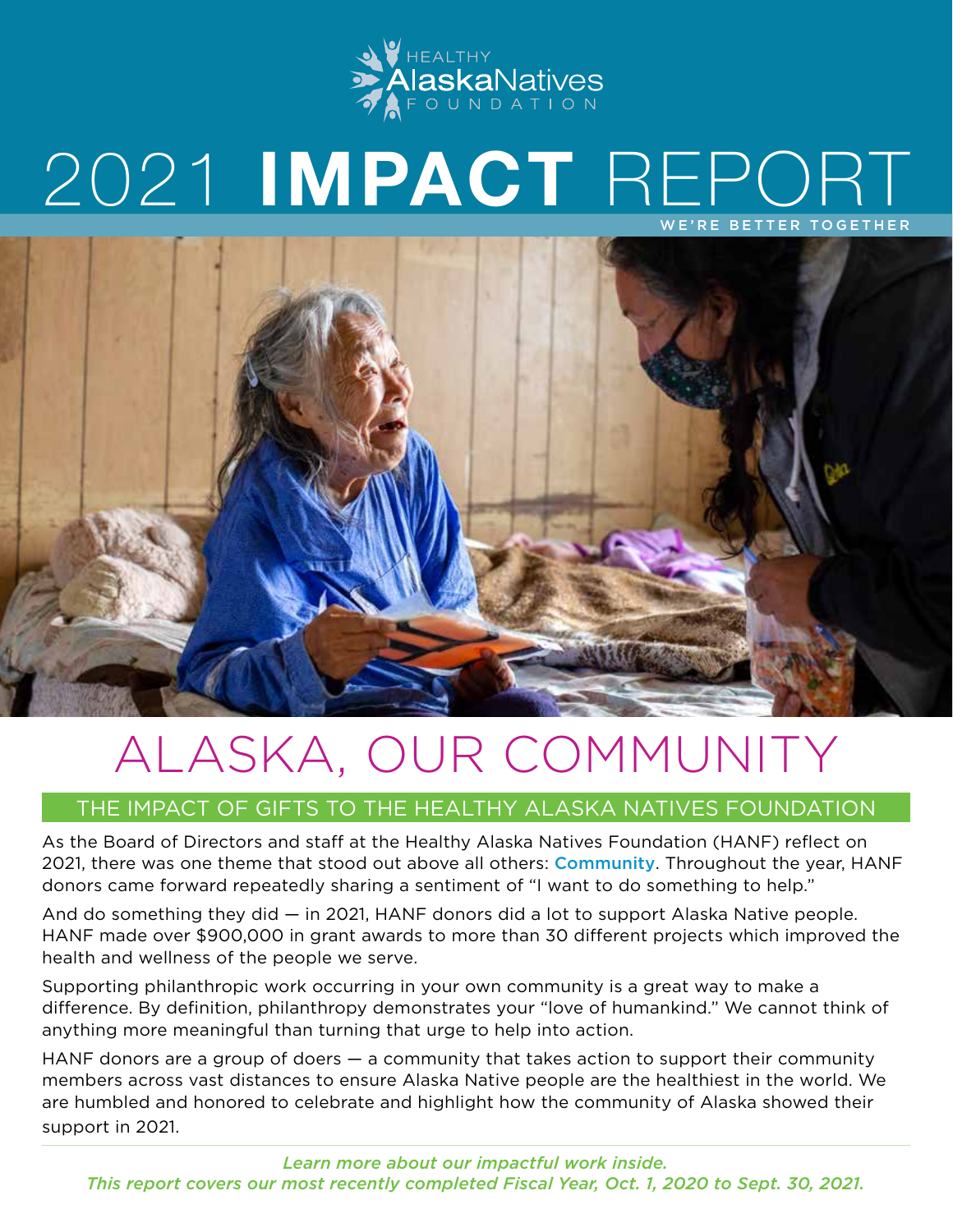HEALTHY AlaskaNatives FOUNDATION

# 2021 **IMPACT** REPORT

WE'RE BETTER TOGETHER

# ALASKA, OUR COMMUNITY

## THE IMPACT OF GIFTS TO THE HEALTHY ALASKA NATIVES FOUNDATION

As the Board of Directors and staff at the Healthy Alaska Natives Foundation (HANF) reflect on 2021, there was one theme that stood out above all others: **Community**. Throughout the year, HANF donors came forward repeatedly sharing a sentiment of "I want to do something to help."

And do something they did — in 2021, HANF donors did a lot to support Alaska Native people. HANF made over $900,000 in grant awards to more than 30 different projects which improved the health and wellness of the people we serve.

Supporting philanthropic work occurring in your own community is a great way to make a difference. By definition, philanthropy demonstrates your "love of humankind." We cannot think of anything more meaningful than turning that urge to help into action.

HANF donors are a group of doers — a community that takes action to support their community members across vast distances to ensure Alaska Native people are the healthiest in the world. We are humbled and honored to celebrate and highlight how the community of Alaska showed their support in 2021.

*Learn more about our impactful work inside.*
*This report covers our most recently completed Fiscal Year, Oct. 1, 2020 to Sept. 30, 2021.*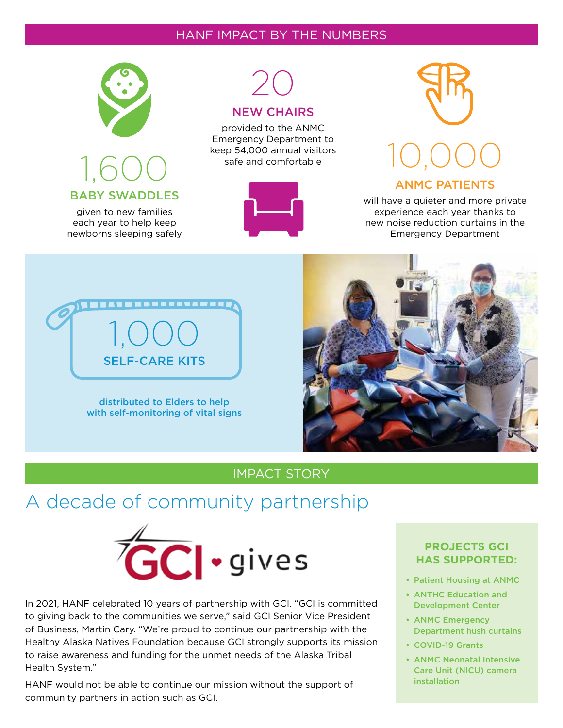## HANF IMPACT BY THE NUMBERS

**1,600**
**BABY SWADDLES**
given to new families each year to help keep newborns sleeping safely

**20**
**NEW CHAIRS**
provided to the ANMC Emergency Department to keep 54,000 annual visitors safe and comfortable

**10,000**
**ANMC PATIENTS**
will have a quieter and more private experience each year thanks to new noise reduction curtains in the Emergency Department

**1,000**
**SELF-CARE KITS**
distributed to Elders to help with self-monitoring of vital signs

## IMPACT STORY

# A decade of community partnership

GCI • gives

In 2021, HANF celebrated 10 years of partnership with GCI. "GCI is committed to giving back to the communities we serve," said GCI Senior Vice President of Business, Martin Cary. "We're proud to continue our partnership with the Healthy Alaska Natives Foundation because GCI strongly supports its mission to raise awareness and funding for the unmet needs of the Alaska Tribal Health System."

HANF would not be able to continue our mission without the support of community partners in action such as GCI.

### PROJECTS GCI HAS SUPPORTED:

- Patient Housing at ANMC
- ANTHC Education and Development Center
- ANMC Emergency Department hush curtains
- COVID-19 Grants
- ANMC Neonatal Intensive Care Unit (NICU) camera installation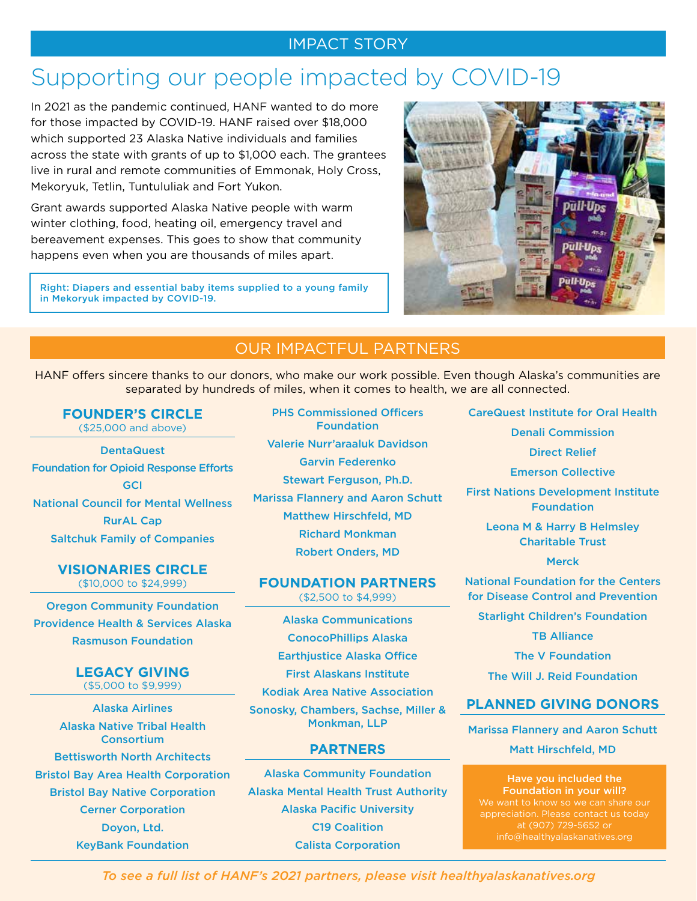IMPACT STORY

# Supporting our people impacted by COVID-19

In 2021 as the pandemic continued, HANF wanted to do more for those impacted by COVID-19. HANF raised over $18,000 which supported 23 Alaska Native individuals and families across the state with grants of up to $1,000 each. The grantees live in rural and remote communities of Emmonak, Holy Cross, Mekoryuk, Tetlin, Tuntululiak and Fort Yukon.

Grant awards supported Alaska Native people with warm winter clothing, food, heating oil, emergency travel and bereavement expenses. This goes to show that community happens even when you are thousands of miles apart.

**Right: Diapers and essential baby items supplied to a young family in Mekoryuk impacted by COVID-19.**

## OUR IMPACTFUL PARTNERS

HANF offers sincere thanks to our donors, who make our work possible. Even though Alaska's communities are separated by hundreds of miles, when it comes to health, we are all connected.

### FOUNDER'S CIRCLE
($25,000 and above)

- DentaQuest
- Foundation for Opioid Response Efforts
- GCI
- National Council for Mental Wellness
- RurAL Cap
- Saltchuk Family of Companies

### VISIONARIES CIRCLE
($10,000 to $24,999)

- Oregon Community Foundation
- Providence Health & Services Alaska
- Rasmuson Foundation

### LEGACY GIVING
($5,000 to $9,999)

- Alaska Airlines
- Alaska Native Tribal Health Consortium
- Bettisworth North Architects
- Bristol Bay Area Health Corporation
- Bristol Bay Native Corporation
- Cerner Corporation
- Doyon, Ltd.
- KeyBank Foundation
- PHS Commissioned Officers Foundation
- Valerie Nurr'araaluk Davidson
- Garvin Federenko
- Stewart Ferguson, Ph.D.
- Marissa Flannery and Aaron Schutt
- Matthew Hirschfeld, MD
- Richard Monkman
- Robert Onders, MD

### FOUNDATION PARTNERS
($2,500 to $4,999)

- Alaska Communications
- ConocoPhillips Alaska
- Earthjustice Alaska Office
- First Alaskans Institute
- Kodiak Area Native Association
- Sonosky, Chambers, Sachse, Miller & Monkman, LLP

### PARTNERS

- Alaska Community Foundation
- Alaska Mental Health Trust Authority
- Alaska Pacific University
- C19 Coalition
- Calista Corporation
- CareQuest Institute for Oral Health
- Denali Commission
- Direct Relief
- Emerson Collective
- First Nations Development Institute Foundation
- Leona M & Harry B Helmsley Charitable Trust
- Merck
- National Foundation for the Centers for Disease Control and Prevention
- Starlight Children's Foundation
- TB Alliance
- The V Foundation
- The Will J. Reid Foundation

### PLANNED GIVING DONORS

- Marissa Flannery and Aaron Schutt
- Matt Hirschfeld, MD

**Have you included the Foundation in your will?**
We want to know so we can share our appreciation. Please contact us today at (907) 729-5652 or info@healthyalaskanatives.org

*To see a full list of HANF's 2021 partners, please visit healthyalaskanatives.org*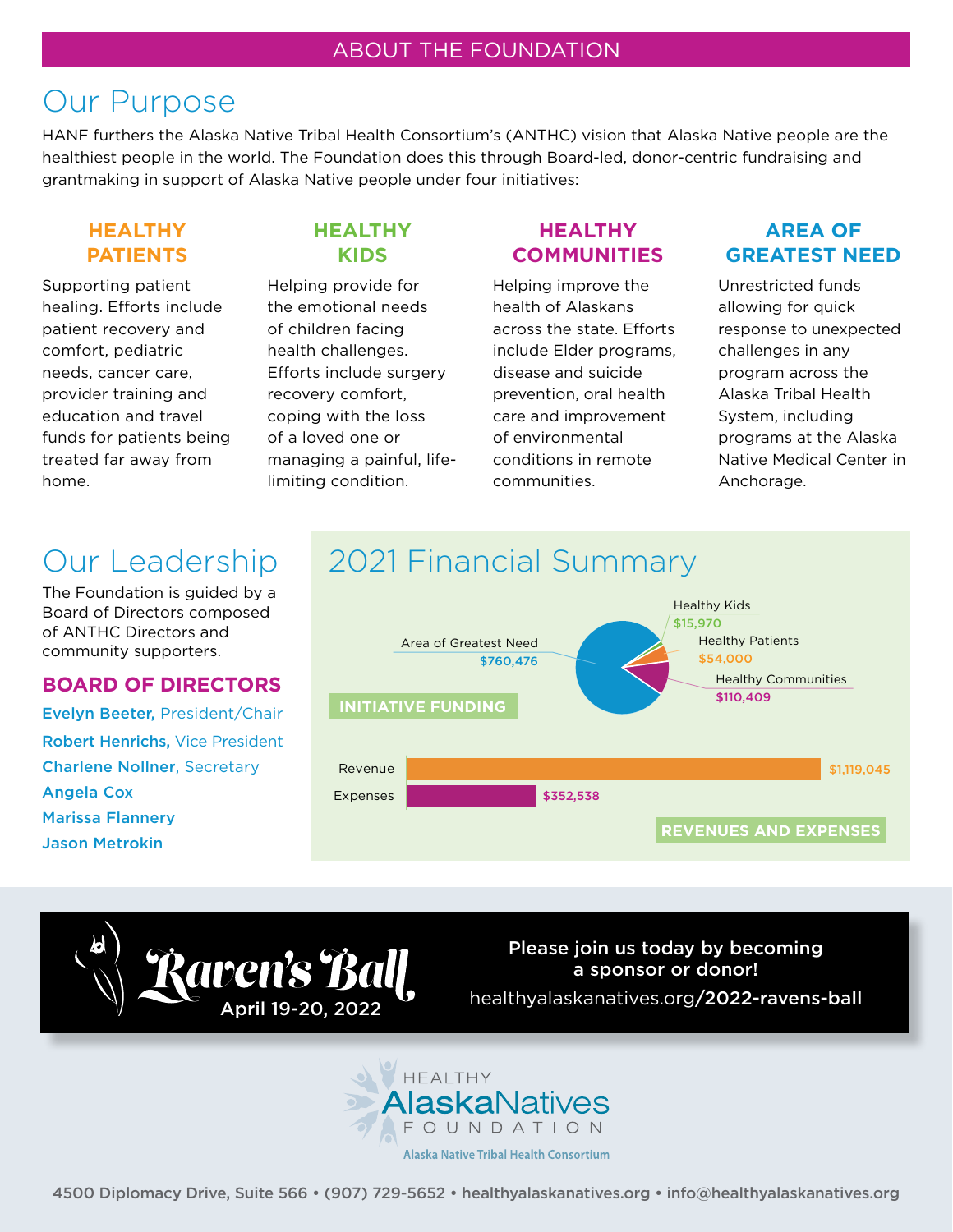## ABOUT THE FOUNDATION

# Our Purpose

HANF furthers the Alaska Native Tribal Health Consortium's (ANTHC) vision that Alaska Native people are the healthiest people in the world. The Foundation does this through Board-led, donor-centric fundraising and grantmaking in support of Alaska Native people under four initiatives:

### HEALTHY PATIENTS

Supporting patient healing. Efforts include patient recovery and comfort, pediatric needs, cancer care, provider training and education and travel funds for patients being treated far away from home.

### HEALTHY KIDS

Helping provide for the emotional needs of children facing health challenges. Efforts include surgery recovery comfort, coping with the loss of a loved one or managing a painful, life-limiting condition.

### HEALTHY COMMUNITIES

Helping improve the health of Alaskans across the state. Efforts include Elder programs, disease and suicide prevention, oral health care and improvement of environmental conditions in remote communities.

### AREA OF GREATEST NEED

Unrestricted funds allowing for quick response to unexpected challenges in any program across the Alaska Tribal Health System, including programs at the Alaska Native Medical Center in Anchorage.

# Our Leadership

The Foundation is guided by a Board of Directors composed of ANTHC Directors and community supporters.

### BOARD OF DIRECTORS

**Evelyn Beeter,** President/Chair
**Robert Henrichs,** Vice President
**Charlene Nollner**, Secretary
**Angela Cox**
**Marissa Flannery**
**Jason Metrokin**

# 2021 Financial Summary

INITIATIVE FUNDING

Area of Greatest Need
$760,476
Healthy Kids
$15,970
Healthy Patients
$54,000
Healthy Communities
$110,409

REVENUES AND EXPENSES

Revenue
$1,119,045
Expenses
$352,538

**Raven's Ball**
April 19-20, 2022

Please join us today by becoming a sponsor or donor!
healthyalaskanatives.org/**2022-ravens-ball**

HEALTHY AlaskaNatives FOUNDATION
Alaska Native Tribal Health Consortium

4500 Diplomacy Drive, Suite 566 • (907) 729-5652 • healthyalaskanatives.org • info@healthyalaskanatives.org